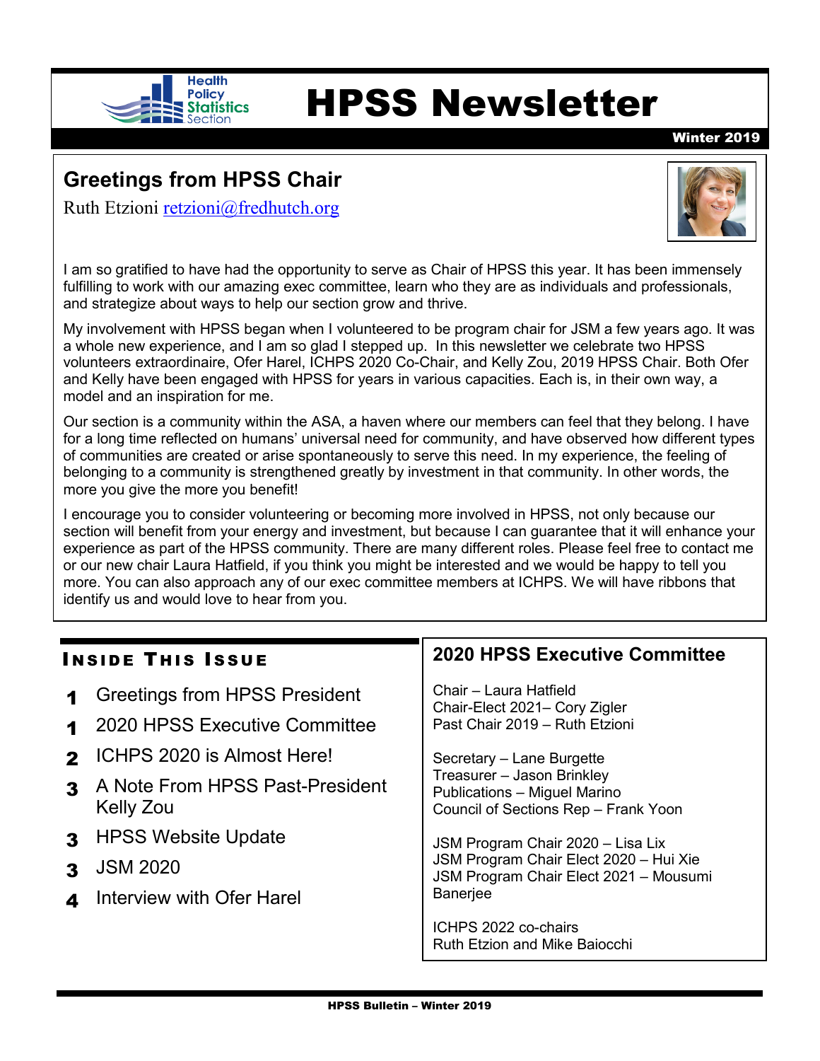# HPSS Newsletter

Winter 2019

## Greetings from HPSS Chair

Ruth Etzioni [retzioni@fredhutch.org](mailto:retzioni@fredhutch.org)

I am so gratified to have had the opportunity to serve as Chair of HPSS this year. It has been immensely fulfilling to work with our amazing exec committee, learn who they are as individuals and professionals, and strategize about ways to help our section grow and thrive.

My involvement with HPSS began when I volunteered to be program chair for JSM a few years ago. It was a whole new experience, and I am so glad I stepped up. In this newsletter we celebrate two HPSS volunteers extraordinaire, Ofer Harel, ICHPS 2020 Co-Chair, and Kelly Zou, 2019 HPSS Chair. Both Ofer and Kelly have been engaged with HPSS for years in various capacities. Each is, in their own way, a model and an inspiration for me.

Our section is a community within the ASA, a haven where our members can feel that they belong. I have for a long time reflected on humans' universal need for community, and have observed how different types of communities are created or arise spontaneously to serve this need. In my experience, the feeling of belonging to a community is strengthened greatly by investment in that community. In other words, the more you give the more you benefit!

I encourage you to consider volunteering or becoming more involved in HPSS, not only because our section will benefit from your energy and investment, but because I can guarantee that it will enhance your experience as part of the HPSS community. There are many different roles. Please feel free to contact me or our new chair Laura Hatfield, if you think you might be interested and we would be happy to tell you more. You can also approach any of our exec committee members at ICHPS. We will have ribbons that identify us and would love to hear from you.

## Inside This Issue

- **1** Greetings from HPSS President
- **1** 2020 HPSS Executive Committee
- **2** ICHPS 2020 is Almost Here!
- **3** A Note From HPSS Past-President Kelly Zou
- **3** HPSS Website Update
- **3** JSM 2020
- **4** Interview with Ofer Harel

## 2020 HPSS Executive Committee

Chair – Laura Hatfield
Chair-Elect 2021– Cory Zigler
Past Chair 2019 – Ruth Etzioni

Secretary – Lane Burgette
Treasurer – Jason Brinkley
Publications – Miguel Marino
Council of Sections Rep – Frank Yoon

JSM Program Chair 2020 – Lisa Lix
JSM Program Chair Elect 2020 – Hui Xie
JSM Program Chair Elect 2021 – Mousumi Banerjee

ICHPS 2022 co-chairs
Ruth Etzion and Mike Baiocchi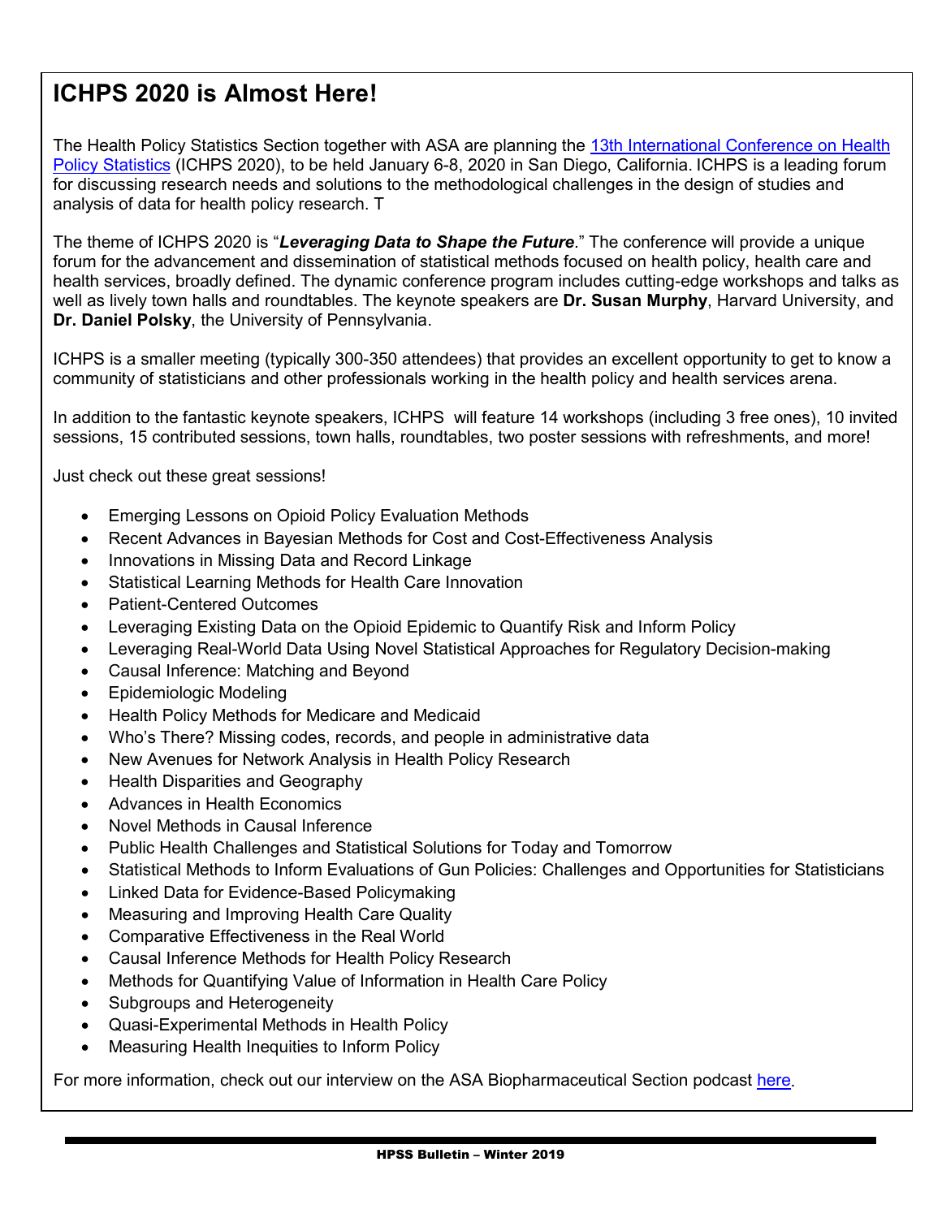# ICHPS 2020 is Almost Here!

The Health Policy Statistics Section together with ASA are planning the [13th International Conference on Health Policy Statistics]() (ICHPS 2020), to be held January 6-8, 2020 in San Diego, California. ICHPS is a leading forum for discussing research needs and solutions to the methodological challenges in the design of studies and analysis of data for health policy research. T

The theme of ICHPS 2020 is "***Leveraging Data to Shape the Future***." The conference will provide a unique forum for the advancement and dissemination of statistical methods focused on health policy, health care and health services, broadly defined. The dynamic conference program includes cutting-edge workshops and talks as well as lively town halls and roundtables. The keynote speakers are **Dr. Susan Murphy**, Harvard University, and **Dr. Daniel Polsky**, the University of Pennsylvania.

ICHPS is a smaller meeting (typically 300-350 attendees) that provides an excellent opportunity to get to know a community of statisticians and other professionals working in the health policy and health services arena.

In addition to the fantastic keynote speakers, ICHPS will feature 14 workshops (including 3 free ones), 10 invited sessions, 15 contributed sessions, town halls, roundtables, two poster sessions with refreshments, and more!

Just check out these great sessions!

- Emerging Lessons on Opioid Policy Evaluation Methods
- Recent Advances in Bayesian Methods for Cost and Cost-Effectiveness Analysis
- Innovations in Missing Data and Record Linkage
- Statistical Learning Methods for Health Care Innovation
- Patient-Centered Outcomes
- Leveraging Existing Data on the Opioid Epidemic to Quantify Risk and Inform Policy
- Leveraging Real-World Data Using Novel Statistical Approaches for Regulatory Decision-making
- Causal Inference: Matching and Beyond
- Epidemiologic Modeling
- Health Policy Methods for Medicare and Medicaid
- Who's There? Missing codes, records, and people in administrative data
- New Avenues for Network Analysis in Health Policy Research
- Health Disparities and Geography
- Advances in Health Economics
- Novel Methods in Causal Inference
- Public Health Challenges and Statistical Solutions for Today and Tomorrow
- Statistical Methods to Inform Evaluations of Gun Policies: Challenges and Opportunities for Statisticians
- Linked Data for Evidence-Based Policymaking
- Measuring and Improving Health Care Quality
- Comparative Effectiveness in the Real World
- Causal Inference Methods for Health Policy Research
- Methods for Quantifying Value of Information in Health Care Policy
- Subgroups and Heterogeneity
- Quasi-Experimental Methods in Health Policy
- Measuring Health Inequities to Inform Policy

For more information, check out our interview on the ASA Biopharmaceutical Section podcast [here]().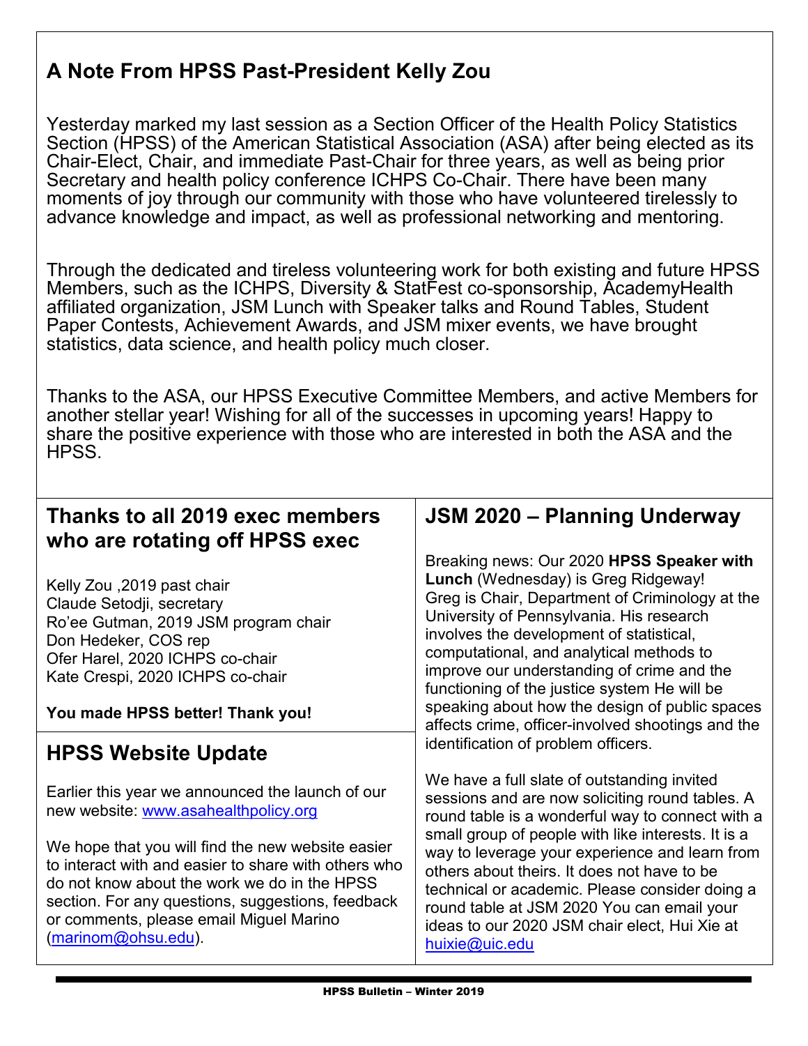## A Note From HPSS Past-President Kelly Zou

Yesterday marked my last session as a Section Officer of the Health Policy Statistics Section (HPSS) of the American Statistical Association (ASA) after being elected as its Chair-Elect, Chair, and immediate Past-Chair for three years, as well as being prior Secretary and health policy conference ICHPS Co-Chair. There have been many moments of joy through our community with those who have volunteered tirelessly to advance knowledge and impact, as well as professional networking and mentoring.

Through the dedicated and tireless volunteering work for both existing and future HPSS Members, such as the ICHPS, Diversity & StatFest co-sponsorship, AcademyHealth affiliated organization, JSM Lunch with Speaker talks and Round Tables, Student Paper Contests, Achievement Awards, and JSM mixer events, we have brought statistics, data science, and health policy much closer.

Thanks to the ASA, our HPSS Executive Committee Members, and active Members for another stellar year! Wishing for all of the successes in upcoming years! Happy to share the positive experience with those who are interested in both the ASA and the HPSS.

## Thanks to all 2019 exec members who are rotating off HPSS exec

Kelly Zou ,2019 past chair
Claude Setodji, secretary
Ro'ee Gutman, 2019 JSM program chair
Don Hedeker, COS rep
Ofer Harel, 2020 ICHPS co-chair
Kate Crespi, 2020 ICHPS co-chair

**You made HPSS better! Thank you!**

## HPSS Website Update

Earlier this year we announced the launch of our new website: www.asahealthpolicy.org

We hope that you will find the new website easier to interact with and easier to share with others who do not know about the work we do in the HPSS section. For any questions, suggestions, feedback or comments, please email Miguel Marino (marinom@ohsu.edu).

## JSM 2020 – Planning Underway

Breaking news: Our 2020 **HPSS Speaker with Lunch** (Wednesday) is Greg Ridgeway! Greg is Chair, Department of Criminology at the University of Pennsylvania. His research involves the development of statistical, computational, and analytical methods to improve our understanding of crime and the functioning of the justice system He will be speaking about how the design of public spaces affects crime, officer-involved shootings and the identification of problem officers.

We have a full slate of outstanding invited sessions and are now soliciting round tables. A round table is a wonderful way to connect with a small group of people with like interests. It is a way to leverage your experience and learn from others about theirs. It does not have to be technical or academic. Please consider doing a round table at JSM 2020 You can email your ideas to our 2020 JSM chair elect, Hui Xie at huixie@uic.edu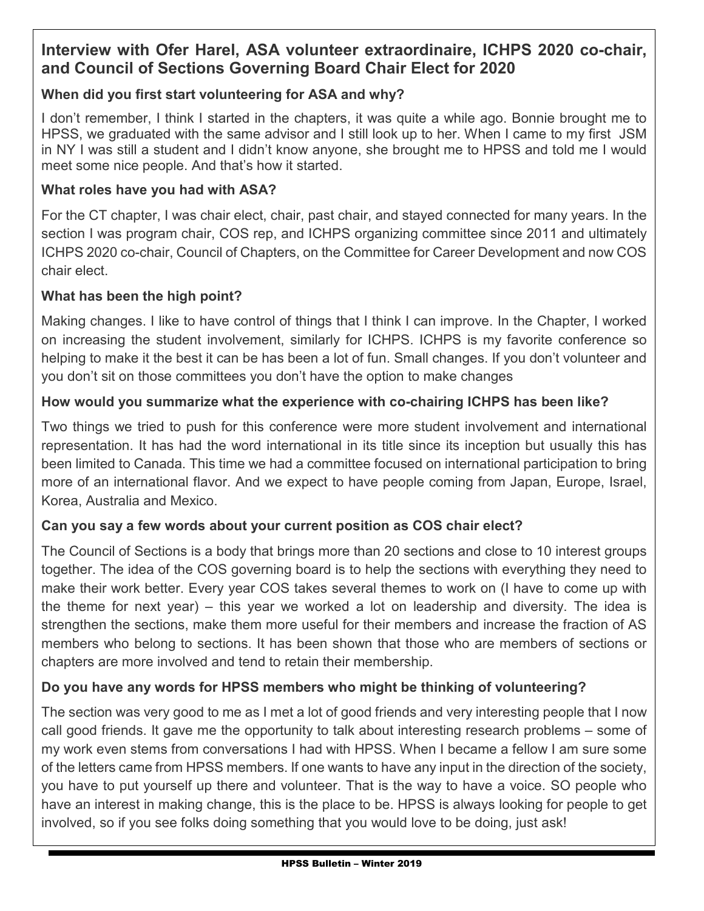## Interview with Ofer Harel, ASA volunteer extraordinaire, ICHPS 2020 co-chair, and Council of Sections Governing Board Chair Elect for 2020

### When did you first start volunteering for ASA and why?

I don't remember, I think I started in the chapters, it was quite a while ago. Bonnie brought me to HPSS, we graduated with the same advisor and I still look up to her. When I came to my first JSM in NY I was still a student and I didn't know anyone, she brought me to HPSS and told me I would meet some nice people. And that's how it started.

### What roles have you had with ASA?

For the CT chapter, I was chair elect, chair, past chair, and stayed connected for many years. In the section I was program chair, COS rep, and ICHPS organizing committee since 2011 and ultimately ICHPS 2020 co-chair, Council of Chapters, on the Committee for Career Development and now COS chair elect.

### What has been the high point?

Making changes. I like to have control of things that I think I can improve. In the Chapter, I worked on increasing the student involvement, similarly for ICHPS. ICHPS is my favorite conference so helping to make it the best it can be has been a lot of fun. Small changes. If you don't volunteer and you don't sit on those committees you don't have the option to make changes

### How would you summarize what the experience with co-chairing ICHPS has been like?

Two things we tried to push for this conference were more student involvement and international representation. It has had the word international in its title since its inception but usually this has been limited to Canada. This time we had a committee focused on international participation to bring more of an international flavor. And we expect to have people coming from Japan, Europe, Israel, Korea, Australia and Mexico.

### Can you say a few words about your current position as COS chair elect?

The Council of Sections is a body that brings more than 20 sections and close to 10 interest groups together. The idea of the COS governing board is to help the sections with everything they need to make their work better. Every year COS takes several themes to work on (I have to come up with the theme for next year) – this year we worked a lot on leadership and diversity. The idea is strengthen the sections, make them more useful for their members and increase the fraction of AS members who belong to sections. It has been shown that those who are members of sections or chapters are more involved and tend to retain their membership.

### Do you have any words for HPSS members who might be thinking of volunteering?

The section was very good to me as I met a lot of good friends and very interesting people that I now call good friends. It gave me the opportunity to talk about interesting research problems – some of my work even stems from conversations I had with HPSS. When I became a fellow I am sure some of the letters came from HPSS members. If one wants to have any input in the direction of the society, you have to put yourself up there and volunteer. That is the way to have a voice. SO people who have an interest in making change, this is the place to be. HPSS is always looking for people to get involved, so if you see folks doing something that you would love to be doing, just ask!